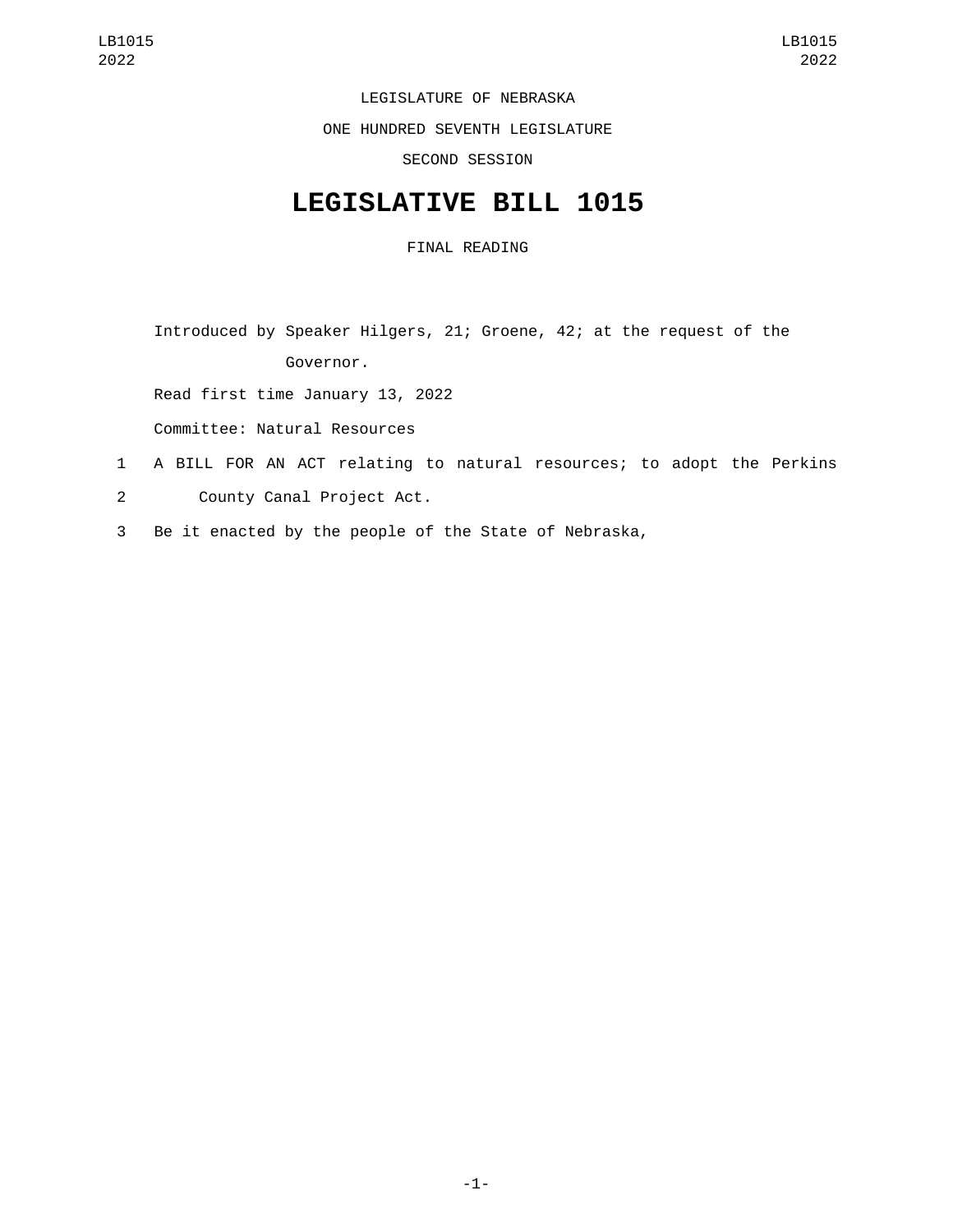LEGISLATURE OF NEBRASKA

ONE HUNDRED SEVENTH LEGISLATURE

SECOND SESSION

# LEGISLATIVE BILL 1015

FINAL READING

Introduced by Speaker Hilgers, 21; Groene, 42; at the request of the Governor.

Read first time January 13, 2022

Committee: Natural Resources

1 A BILL FOR AN ACT relating to natural resources; to adopt the Perkins
2 County Canal Project Act.
3 Be it enacted by the people of the State of Nebraska,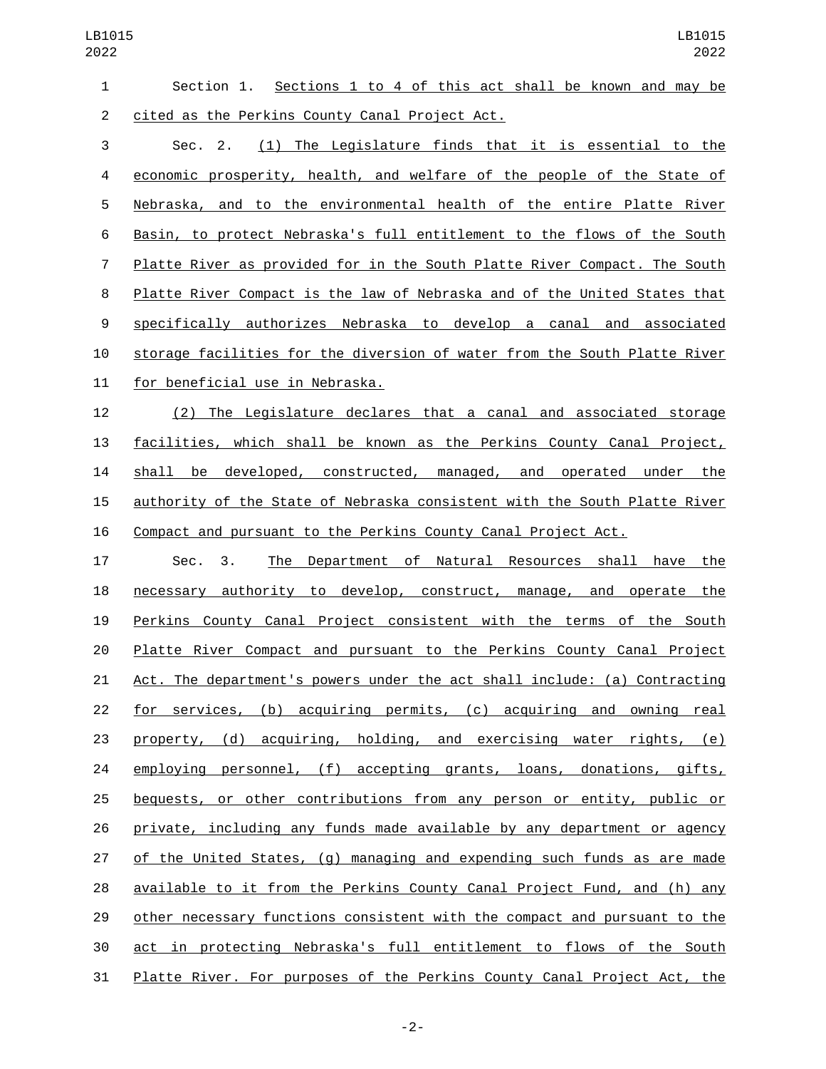Section 1. Sections 1 to 4 of this act shall be known and may be cited as the Perkins County Canal Project Act.

Sec. 2. (1) The Legislature finds that it is essential to the economic prosperity, health, and welfare of the people of the State of Nebraska, and to the environmental health of the entire Platte River Basin, to protect Nebraska's full entitlement to the flows of the South Platte River as provided for in the South Platte River Compact. The South Platte River Compact is the law of Nebraska and of the United States that specifically authorizes Nebraska to develop a canal and associated storage facilities for the diversion of water from the South Platte River for beneficial use in Nebraska.

(2) The Legislature declares that a canal and associated storage facilities, which shall be known as the Perkins County Canal Project, shall be developed, constructed, managed, and operated under the authority of the State of Nebraska consistent with the South Platte River Compact and pursuant to the Perkins County Canal Project Act.

Sec. 3. The Department of Natural Resources shall have the necessary authority to develop, construct, manage, and operate the Perkins County Canal Project consistent with the terms of the South Platte River Compact and pursuant to the Perkins County Canal Project Act. The department's powers under the act shall include: (a) Contracting for services, (b) acquiring permits, (c) acquiring and owning real property, (d) acquiring, holding, and exercising water rights, (e) employing personnel, (f) accepting grants, loans, donations, gifts, bequests, or other contributions from any person or entity, public or private, including any funds made available by any department or agency of the United States, (g) managing and expending such funds as are made available to it from the Perkins County Canal Project Fund, and (h) any other necessary functions consistent with the compact and pursuant to the act in protecting Nebraska's full entitlement to flows of the South Platte River. For purposes of the Perkins County Canal Project Act, the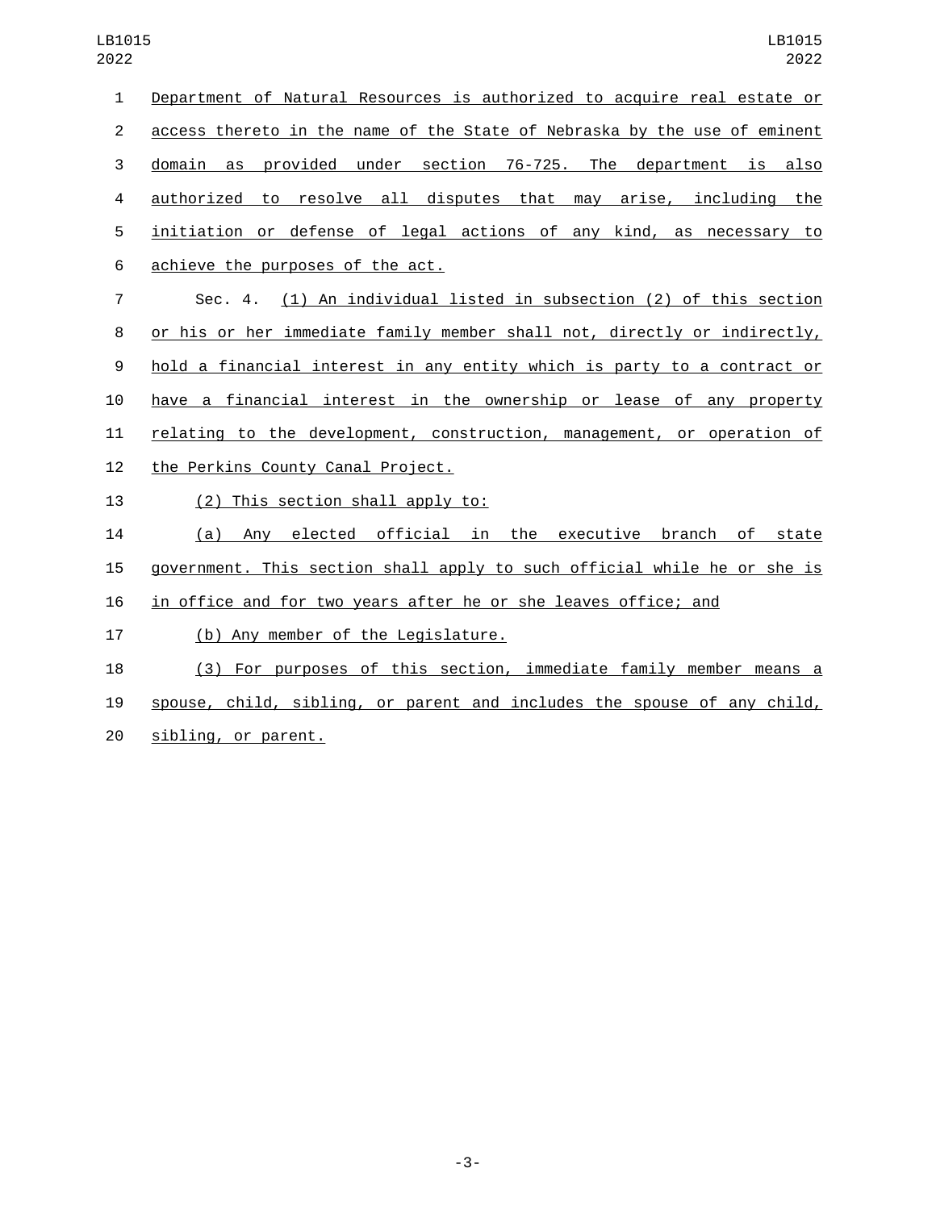Department of Natural Resources is authorized to acquire real estate or access thereto in the name of the State of Nebraska by the use of eminent domain as provided under section 76-725. The department is also authorized to resolve all disputes that may arise, including the initiation or defense of legal actions of any kind, as necessary to achieve the purposes of the act.

Sec. 4. (1) An individual listed in subsection (2) of this section or his or her immediate family member shall not, directly or indirectly, hold a financial interest in any entity which is party to a contract or have a financial interest in the ownership or lease of any property relating to the development, construction, management, or operation of the Perkins County Canal Project.

(2) This section shall apply to:

(a) Any elected official in the executive branch of state government. This section shall apply to such official while he or she is in office and for two years after he or she leaves office; and

(b) Any member of the Legislature.

(3) For purposes of this section, immediate family member means a spouse, child, sibling, or parent and includes the spouse of any child, sibling, or parent.